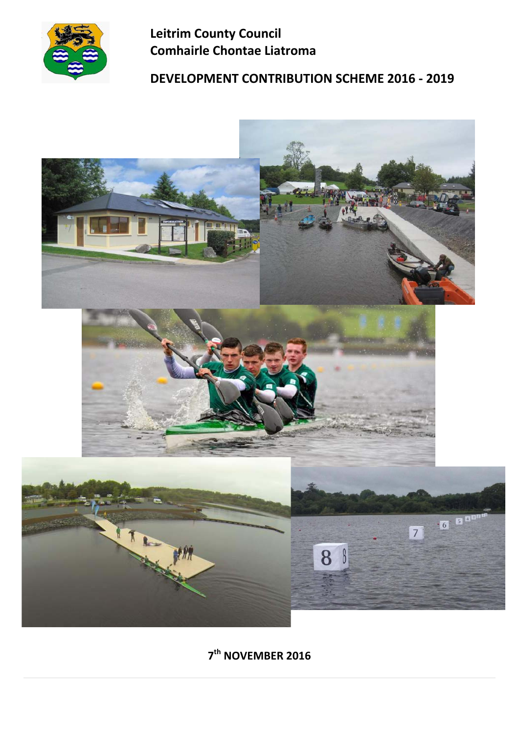**Leitrim County Council**
**Comhairle Chontae Liatroma**

# DEVELOPMENT CONTRIBUTION SCHEME 2016 - 2019

**7th NOVEMBER 2016**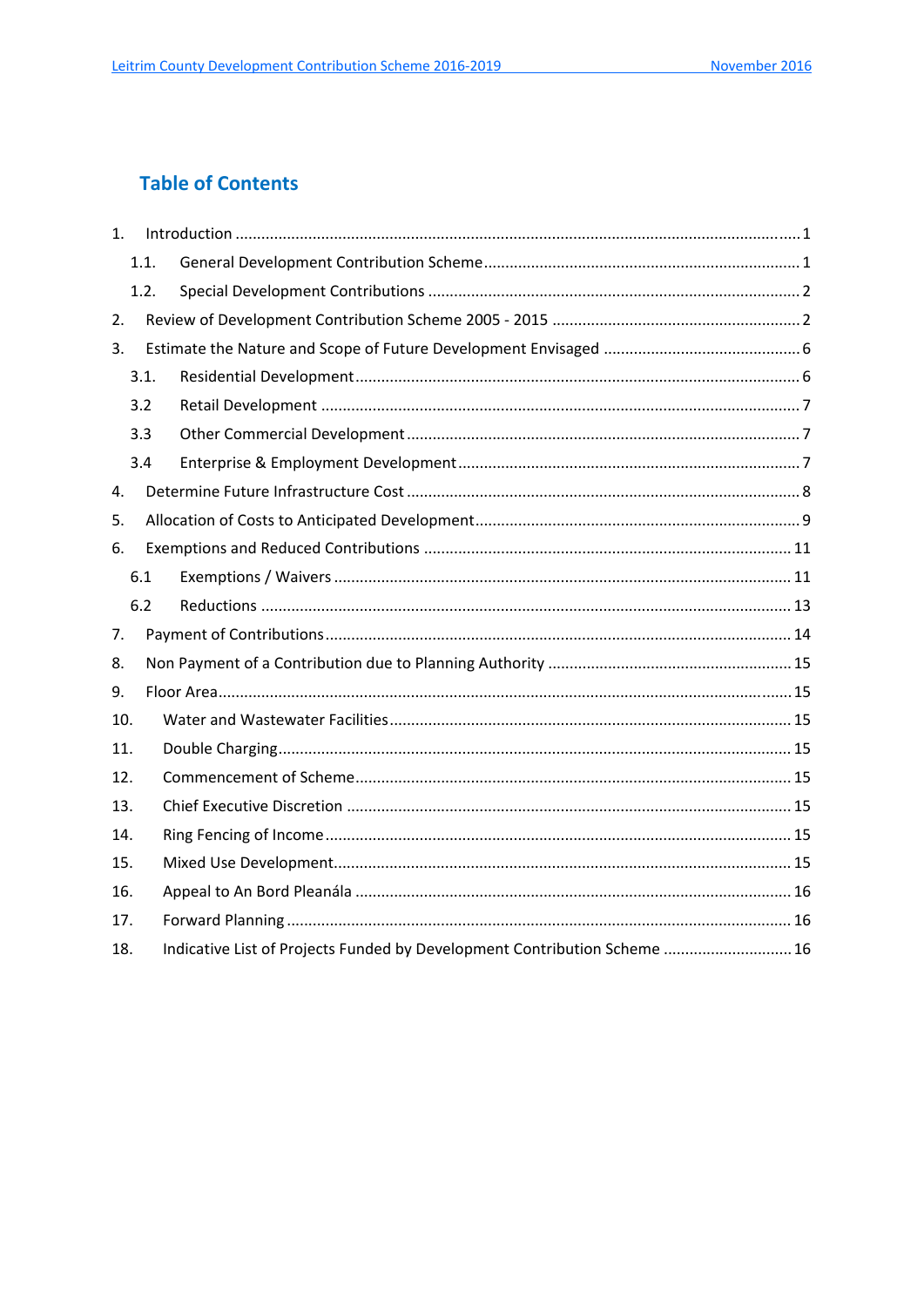## Table of Contents

1. Introduction ........ 1
   - 1.1. General Development Contribution Scheme ........ 1
   - 1.2. Special Development Contributions ........ 2
2. Review of Development Contribution Scheme 2005 - 2015 ........ 2
3. Estimate the Nature and Scope of Future Development Envisaged ........ 6
   - 3.1. Residential Development ........ 6
   - 3.2 Retail Development ........ 7
   - 3.3 Other Commercial Development ........ 7
   - 3.4 Enterprise & Employment Development ........ 7
4. Determine Future Infrastructure Cost ........ 8
5. Allocation of Costs to Anticipated Development ........ 9
6. Exemptions and Reduced Contributions ........ 11
   - 6.1 Exemptions / Waivers ........ 11
   - 6.2 Reductions ........ 13
7. Payment of Contributions ........ 14
8. Non Payment of a Contribution due to Planning Authority ........ 15
9. Floor Area ........ 15
10. Water and Wastewater Facilities ........ 15
11. Double Charging ........ 15
12. Commencement of Scheme ........ 15
13. Chief Executive Discretion ........ 15
14. Ring Fencing of Income ........ 15
15. Mixed Use Development ........ 15
16. Appeal to An Bord Pleanála ........ 16
17. Forward Planning ........ 16
18. Indicative List of Projects Funded by Development Contribution Scheme ........ 16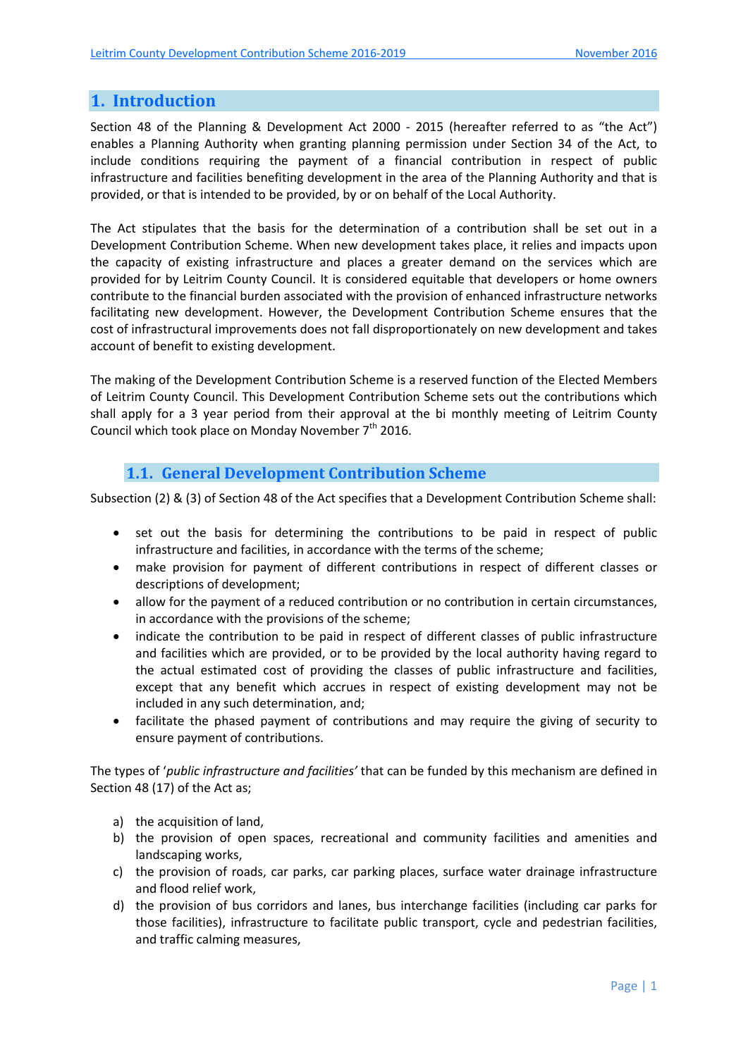# 1. Introduction

Section 48 of the Planning & Development Act 2000 - 2015 (hereafter referred to as "the Act") enables a Planning Authority when granting planning permission under Section 34 of the Act, to include conditions requiring the payment of a financial contribution in respect of public infrastructure and facilities benefiting development in the area of the Planning Authority and that is provided, or that is intended to be provided, by or on behalf of the Local Authority.

The Act stipulates that the basis for the determination of a contribution shall be set out in a Development Contribution Scheme. When new development takes place, it relies and impacts upon the capacity of existing infrastructure and places a greater demand on the services which are provided for by Leitrim County Council. It is considered equitable that developers or home owners contribute to the financial burden associated with the provision of enhanced infrastructure networks facilitating new development. However, the Development Contribution Scheme ensures that the cost of infrastructural improvements does not fall disproportionately on new development and takes account of benefit to existing development.

The making of the Development Contribution Scheme is a reserved function of the Elected Members of Leitrim County Council. This Development Contribution Scheme sets out the contributions which shall apply for a 3 year period from their approval at the bi monthly meeting of Leitrim County Council which took place on Monday November 7th 2016.

## 1.1. General Development Contribution Scheme

Subsection (2) & (3) of Section 48 of the Act specifies that a Development Contribution Scheme shall:

- set out the basis for determining the contributions to be paid in respect of public infrastructure and facilities, in accordance with the terms of the scheme;
- make provision for payment of different contributions in respect of different classes or descriptions of development;
- allow for the payment of a reduced contribution or no contribution in certain circumstances, in accordance with the provisions of the scheme;
- indicate the contribution to be paid in respect of different classes of public infrastructure and facilities which are provided, or to be provided by the local authority having regard to the actual estimated cost of providing the classes of public infrastructure and facilities, except that any benefit which accrues in respect of existing development may not be included in any such determination, and;
- facilitate the phased payment of contributions and may require the giving of security to ensure payment of contributions.

The types of '*public infrastructure and facilities'* that can be funded by this mechanism are defined in Section 48 (17) of the Act as;

a) the acquisition of land,
b) the provision of open spaces, recreational and community facilities and amenities and landscaping works,
c) the provision of roads, car parks, car parking places, surface water drainage infrastructure and flood relief work,
d) the provision of bus corridors and lanes, bus interchange facilities (including car parks for those facilities), infrastructure to facilitate public transport, cycle and pedestrian facilities, and traffic calming measures,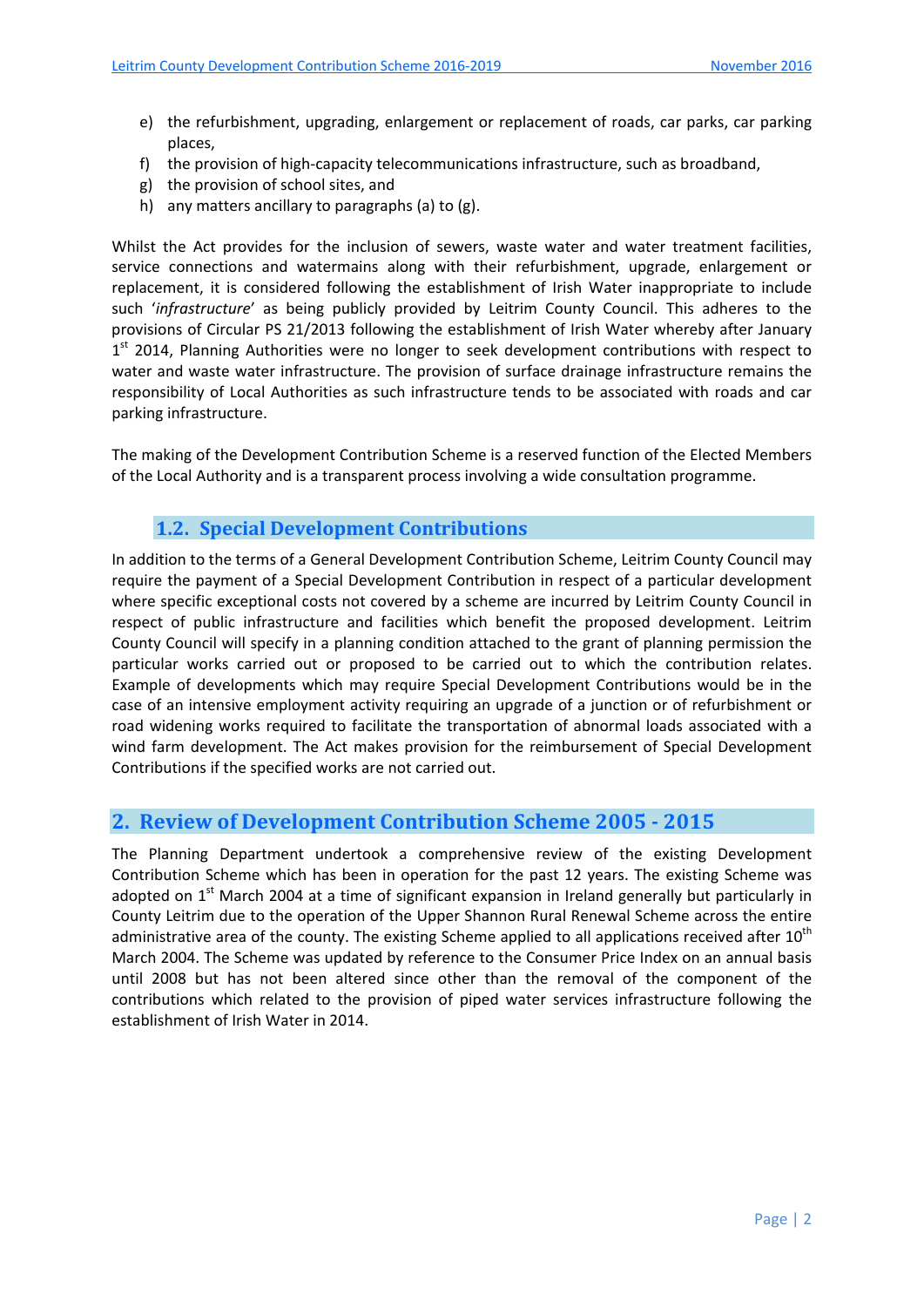e) the refurbishment, upgrading, enlargement or replacement of roads, car parks, car parking places,
f) the provision of high-capacity telecommunications infrastructure, such as broadband,
g) the provision of school sites, and
h) any matters ancillary to paragraphs (a) to (g).

Whilst the Act provides for the inclusion of sewers, waste water and water treatment facilities, service connections and watermains along with their refurbishment, upgrade, enlargement or replacement, it is considered following the establishment of Irish Water inappropriate to include such '*infrastructure*' as being publicly provided by Leitrim County Council. This adheres to the provisions of Circular PS 21/2013 following the establishment of Irish Water whereby after January 1st 2014, Planning Authorities were no longer to seek development contributions with respect to water and waste water infrastructure. The provision of surface drainage infrastructure remains the responsibility of Local Authorities as such infrastructure tends to be associated with roads and car parking infrastructure.

The making of the Development Contribution Scheme is a reserved function of the Elected Members of the Local Authority and is a transparent process involving a wide consultation programme.

### 1.2. Special Development Contributions

In addition to the terms of a General Development Contribution Scheme, Leitrim County Council may require the payment of a Special Development Contribution in respect of a particular development where specific exceptional costs not covered by a scheme are incurred by Leitrim County Council in respect of public infrastructure and facilities which benefit the proposed development. Leitrim County Council will specify in a planning condition attached to the grant of planning permission the particular works carried out or proposed to be carried out to which the contribution relates. Example of developments which may require Special Development Contributions would be in the case of an intensive employment activity requiring an upgrade of a junction or of refurbishment or road widening works required to facilitate the transportation of abnormal loads associated with a wind farm development. The Act makes provision for the reimbursement of Special Development Contributions if the specified works are not carried out.

## 2. Review of Development Contribution Scheme 2005 - 2015

The Planning Department undertook a comprehensive review of the existing Development Contribution Scheme which has been in operation for the past 12 years. The existing Scheme was adopted on 1st March 2004 at a time of significant expansion in Ireland generally but particularly in County Leitrim due to the operation of the Upper Shannon Rural Renewal Scheme across the entire administrative area of the county. The existing Scheme applied to all applications received after 10th March 2004. The Scheme was updated by reference to the Consumer Price Index on an annual basis until 2008 but has not been altered since other than the removal of the component of the contributions which related to the provision of piped water services infrastructure following the establishment of Irish Water in 2014.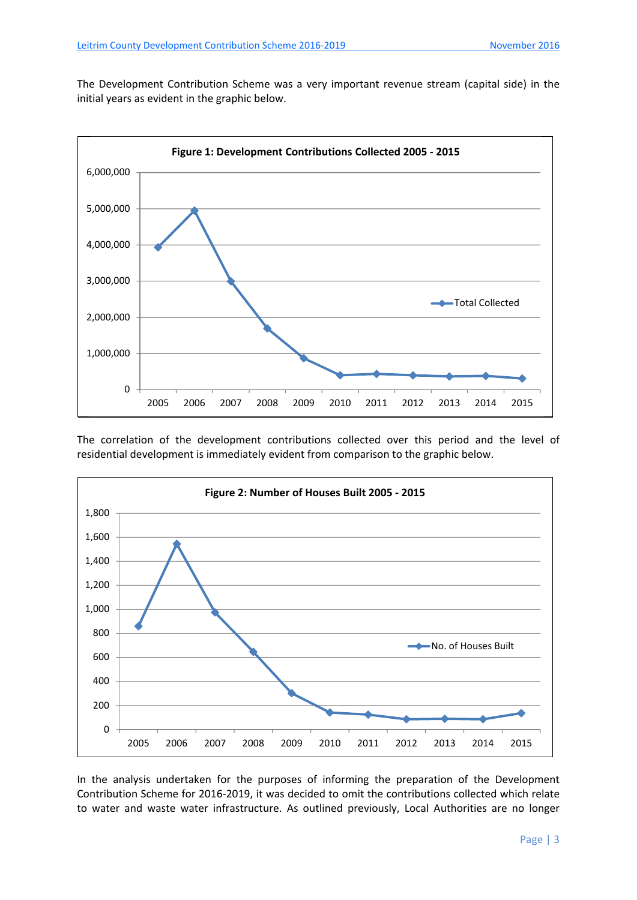The Development Contribution Scheme was a very important revenue stream (capital side) in the initial years as evident in the graphic below.

**Figure 1: Development Contributions Collected 2005 - 2015**

The correlation of the development contributions collected over this period and the level of residential development is immediately evident from comparison to the graphic below.

**Figure 2: Number of Houses Built 2005 - 2015**

In the analysis undertaken for the purposes of informing the preparation of the Development Contribution Scheme for 2016-2019, it was decided to omit the contributions collected which relate to water and waste water infrastructure. As outlined previously, Local Authorities are no longer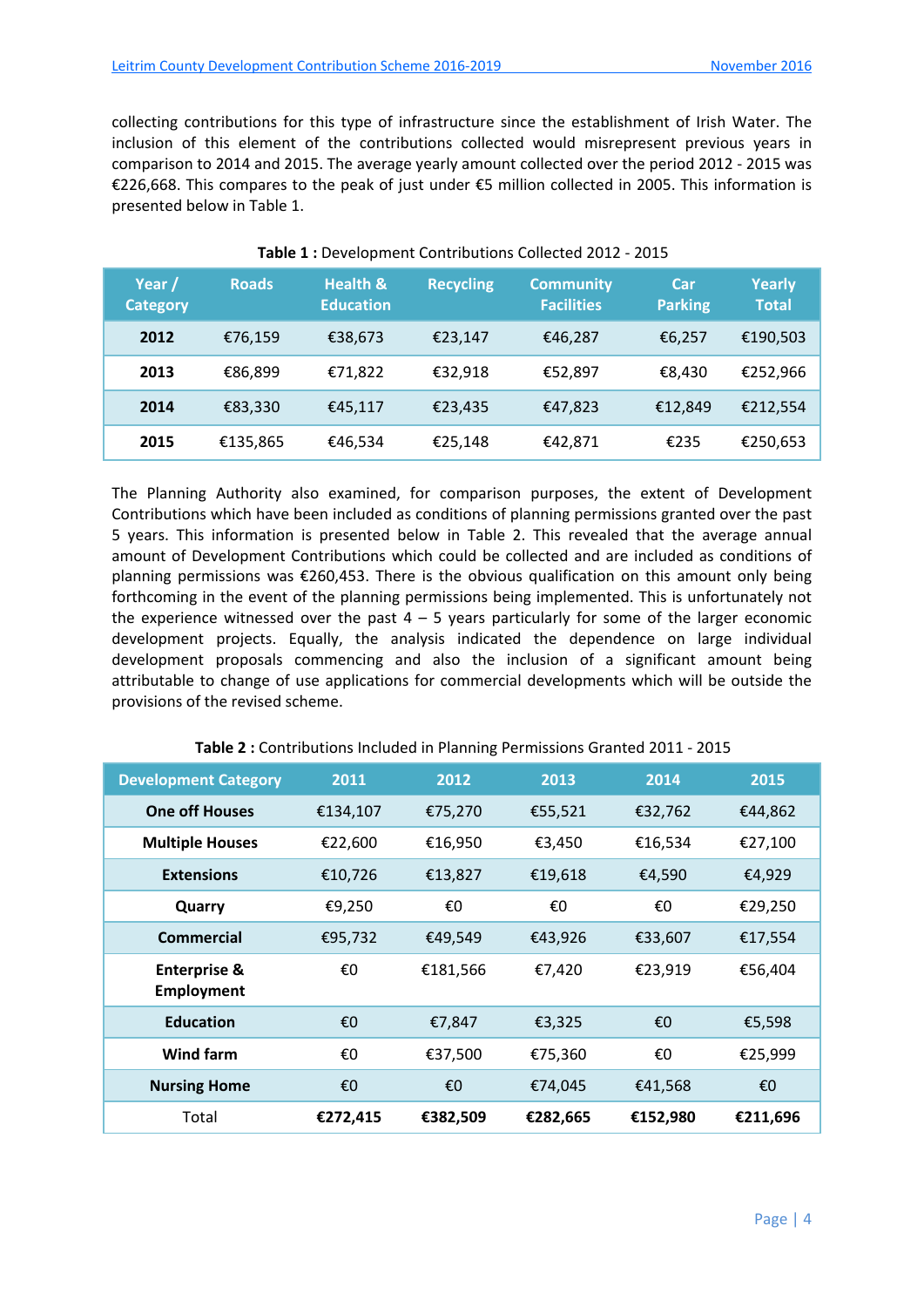collecting contributions for this type of infrastructure since the establishment of Irish Water. The inclusion of this element of the contributions collected would misrepresent previous years in comparison to 2014 and 2015. The average yearly amount collected over the period 2012 - 2015 was €226,668. This compares to the peak of just under €5 million collected in 2005. This information is presented below in Table 1.

**Table 1 :** Development Contributions Collected 2012 - 2015

| Year / Category | Roads | Health & Education | Recycling | Community Facilities | Car Parking | Yearly Total |
|---|---|---|---|---|---|---|
| **2012** | €76,159 | €38,673 | €23,147 | €46,287 | €6,257 | €190,503 |
| **2013** | €86,899 | €71,822 | €32,918 | €52,897 | €8,430 | €252,966 |
| **2014** | €83,330 | €45,117 | €23,435 | €47,823 | €12,849 | €212,554 |
| **2015** | €135,865 | €46,534 | €25,148 | €42,871 | €235 | €250,653 |

The Planning Authority also examined, for comparison purposes, the extent of Development Contributions which have been included as conditions of planning permissions granted over the past 5 years. This information is presented below in Table 2. This revealed that the average annual amount of Development Contributions which could be collected and are included as conditions of planning permissions was €260,453. There is the obvious qualification on this amount only being forthcoming in the event of the planning permissions being implemented. This is unfortunately not the experience witnessed over the past 4 – 5 years particularly for some of the larger economic development projects. Equally, the analysis indicated the dependence on large individual development proposals commencing and also the inclusion of a significant amount being attributable to change of use applications for commercial developments which will be outside the provisions of the revised scheme.

**Table 2 :** Contributions Included in Planning Permissions Granted 2011 - 2015

| Development Category | 2011 | 2012 | 2013 | 2014 | 2015 |
|---|---|---|---|---|---|
| **One off Houses** | €134,107 | €75,270 | €55,521 | €32,762 | €44,862 |
| **Multiple Houses** | €22,600 | €16,950 | €3,450 | €16,534 | €27,100 |
| **Extensions** | €10,726 | €13,827 | €19,618 | €4,590 | €4,929 |
| **Quarry** | €9,250 | €0 | €0 | €0 | €29,250 |
| **Commercial** | €95,732 | €49,549 | €43,926 | €33,607 | €17,554 |
| **Enterprise & Employment** | €0 | €181,566 | €7,420 | €23,919 | €56,404 |
| **Education** | €0 | €7,847 | €3,325 | €0 | €5,598 |
| **Wind farm** | €0 | €37,500 | €75,360 | €0 | €25,999 |
| **Nursing Home** | €0 | €0 | €74,045 | €41,568 | €0 |
| Total | **€272,415** | **€382,509** | **€282,665** | **€152,980** | **€211,696** |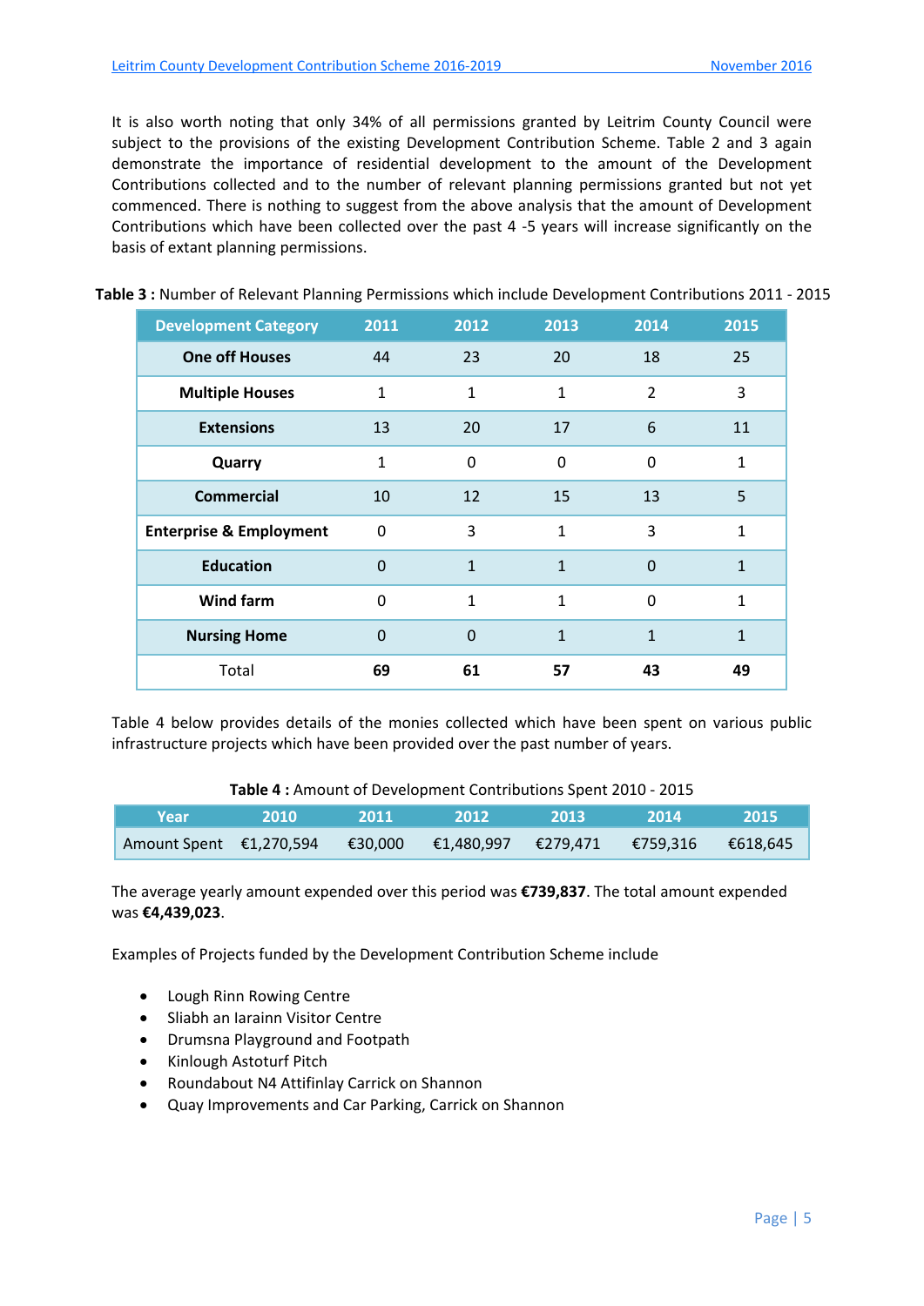It is also worth noting that only 34% of all permissions granted by Leitrim County Council were subject to the provisions of the existing Development Contribution Scheme. Table 2 and 3 again demonstrate the importance of residential development to the amount of the Development Contributions collected and to the number of relevant planning permissions granted but not yet commenced. There is nothing to suggest from the above analysis that the amount of Development Contributions which have been collected over the past 4 -5 years will increase significantly on the basis of extant planning permissions.

**Table 3 :** Number of Relevant Planning Permissions which include Development Contributions 2011 - 2015

| Development Category | 2011 | 2012 | 2013 | 2014 | 2015 |
|---|---|---|---|---|---|
| **One off Houses** | 44 | 23 | 20 | 18 | 25 |
| **Multiple Houses** | 1 | 1 | 1 | 2 | 3 |
| **Extensions** | 13 | 20 | 17 | 6 | 11 |
| **Quarry** | 1 | 0 | 0 | 0 | 1 |
| **Commercial** | 10 | 12 | 15 | 13 | 5 |
| **Enterprise & Employment** | 0 | 3 | 1 | 3 | 1 |
| **Education** | 0 | 1 | 1 | 0 | 1 |
| **Wind farm** | 0 | 1 | 1 | 0 | 1 |
| **Nursing Home** | 0 | 0 | 1 | 1 | 1 |
| Total | **69** | **61** | **57** | **43** | **49** |

Table 4 below provides details of the monies collected which have been spent on various public infrastructure projects which have been provided over the past number of years.

**Table 4 :** Amount of Development Contributions Spent 2010 - 2015

| Year | 2010 | 2011 | 2012 | 2013 | 2014 | 2015 |
|---|---|---|---|---|---|---|
| Amount Spent | €1,270,594 | €30,000 | €1,480,997 | €279,471 | €759,316 | €618,645 |

The average yearly amount expended over this period was **€739,837**. The total amount expended was **€4,439,023**.

Examples of Projects funded by the Development Contribution Scheme include

- Lough Rinn Rowing Centre
- Sliabh an Iarainn Visitor Centre
- Drumsna Playground and Footpath
- Kinlough Astoturf Pitch
- Roundabout N4 Attifinlay Carrick on Shannon
- Quay Improvements and Car Parking, Carrick on Shannon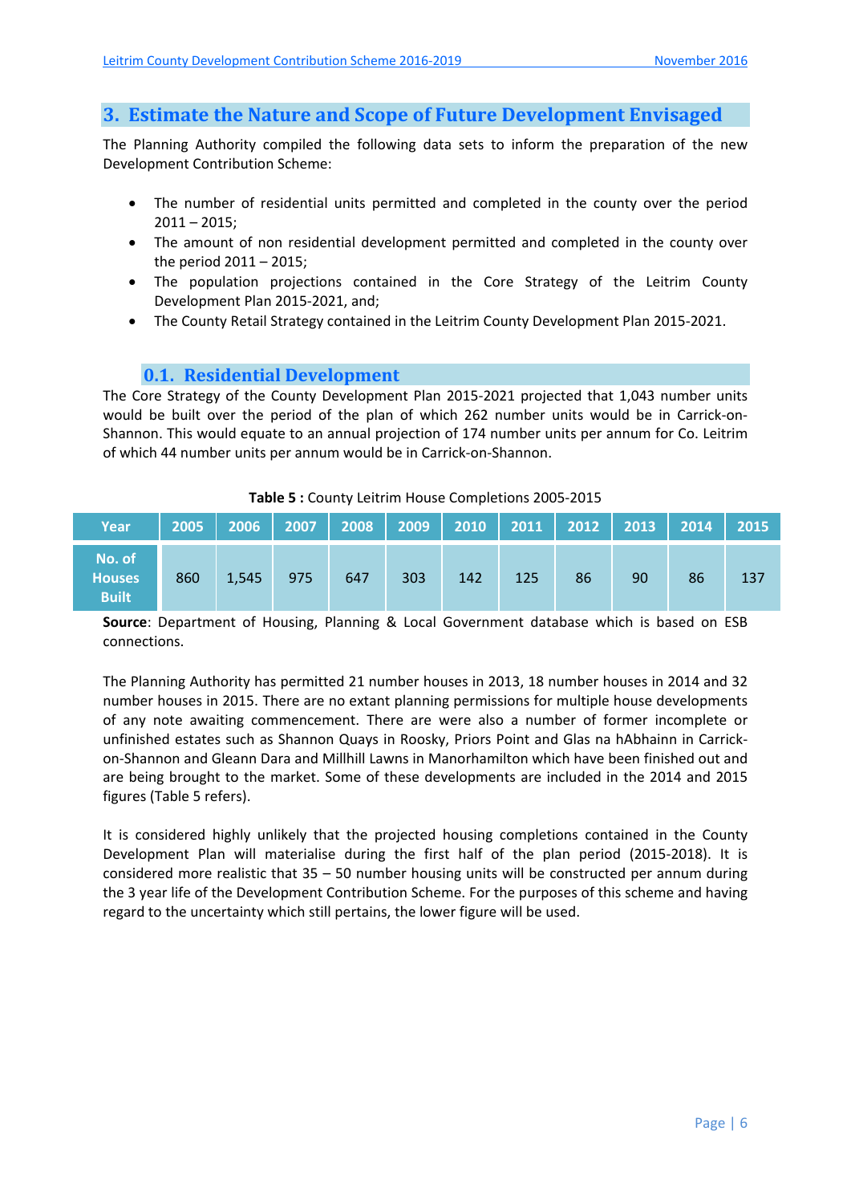## 3. Estimate the Nature and Scope of Future Development Envisaged

The Planning Authority compiled the following data sets to inform the preparation of the new Development Contribution Scheme:

- The number of residential units permitted and completed in the county over the period 2011 – 2015;
- The amount of non residential development permitted and completed in the county over the period 2011 – 2015;
- The population projections contained in the Core Strategy of the Leitrim County Development Plan 2015-2021, and;
- The County Retail Strategy contained in the Leitrim County Development Plan 2015-2021.

### 0.1. Residential Development

The Core Strategy of the County Development Plan 2015-2021 projected that 1,043 number units would be built over the period of the plan of which 262 number units would be in Carrick-on-Shannon. This would equate to an annual projection of 174 number units per annum for Co. Leitrim of which 44 number units per annum would be in Carrick-on-Shannon.

**Table 5 :** County Leitrim House Completions 2005-2015

| Year | 2005 | 2006 | 2007 | 2008 | 2009 | 2010 | 2011 | 2012 | 2013 | 2014 | 2015 |
|---|---|---|---|---|---|---|---|---|---|---|---|
| No. of Houses Built | 860 | 1,545 | 975 | 647 | 303 | 142 | 125 | 86 | 90 | 86 | 137 |

**Source**: Department of Housing, Planning & Local Government database which is based on ESB connections.

The Planning Authority has permitted 21 number houses in 2013, 18 number houses in 2014 and 32 number houses in 2015. There are no extant planning permissions for multiple house developments of any note awaiting commencement. There are were also a number of former incomplete or unfinished estates such as Shannon Quays in Roosky, Priors Point and Glas na hAbhainn in Carrick-on-Shannon and Gleann Dara and Millhill Lawns in Manorhamilton which have been finished out and are being brought to the market. Some of these developments are included in the 2014 and 2015 figures (Table 5 refers).

It is considered highly unlikely that the projected housing completions contained in the County Development Plan will materialise during the first half of the plan period (2015-2018). It is considered more realistic that 35 – 50 number housing units will be constructed per annum during the 3 year life of the Development Contribution Scheme. For the purposes of this scheme and having regard to the uncertainty which still pertains, the lower figure will be used.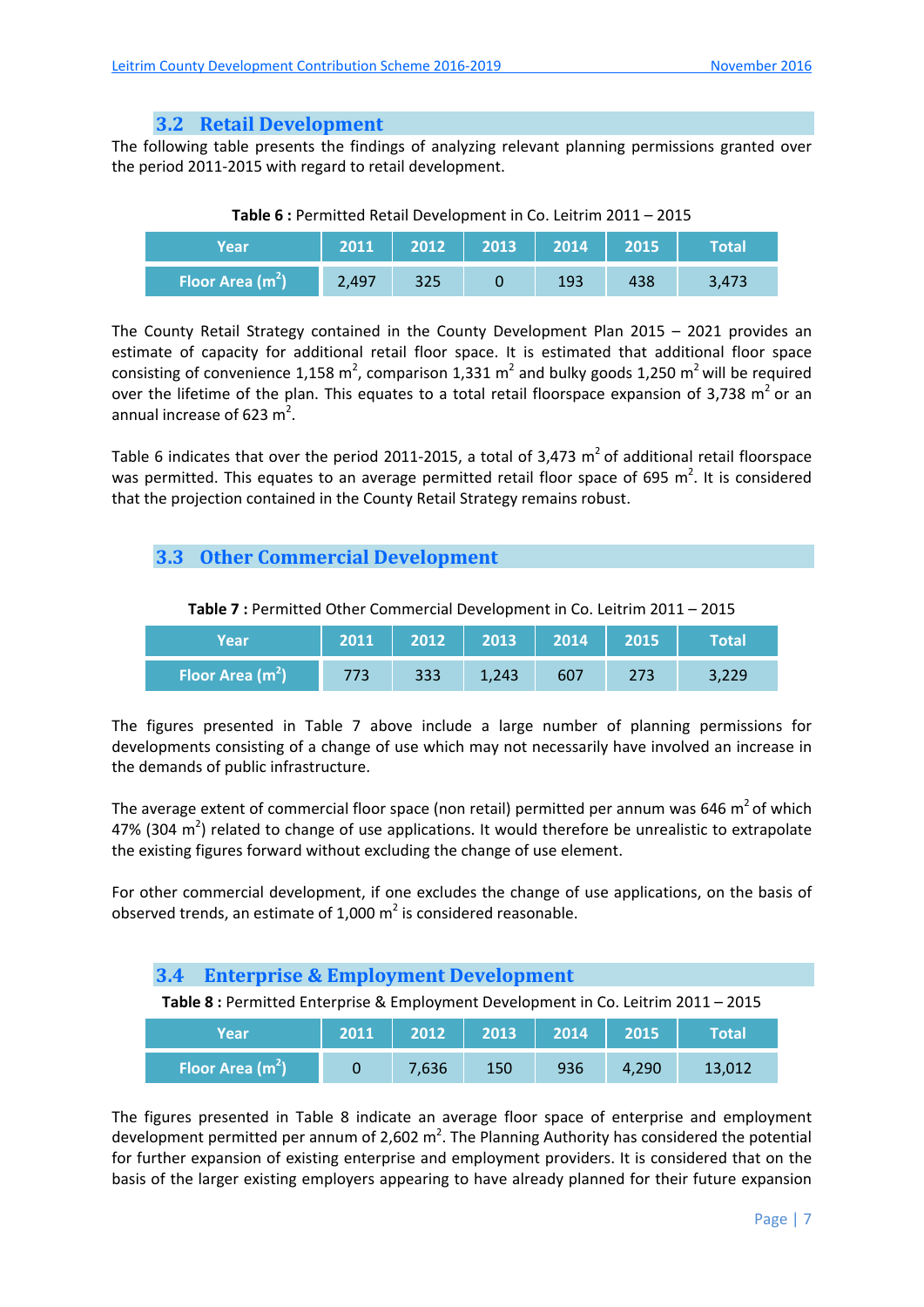## 3.2 Retail Development

The following table presents the findings of analyzing relevant planning permissions granted over the period 2011-2015 with regard to retail development.

**Table 6 :** Permitted Retail Development in Co. Leitrim 2011 – 2015

| Year | 2011 | 2012 | 2013 | 2014 | 2015 | Total |
|---|---|---|---|---|---|---|
| Floor Area ($m^2$) | 2,497 | 325 | 0 | 193 | 438 | 3,473 |

The County Retail Strategy contained in the County Development Plan 2015 – 2021 provides an estimate of capacity for additional retail floor space. It is estimated that additional floor space consisting of convenience 1,158 $m^2$, comparison 1,331 $m^2$ and bulky goods 1,250 $m^2$ will be required over the lifetime of the plan. This equates to a total retail floorspace expansion of 3,738 $m^2$ or an annual increase of 623 $m^2$.

Table 6 indicates that over the period 2011-2015, a total of 3,473 $m^2$ of additional retail floorspace was permitted. This equates to an average permitted retail floor space of 695 $m^2$. It is considered that the projection contained in the County Retail Strategy remains robust.

## 3.3 Other Commercial Development

**Table 7 :** Permitted Other Commercial Development in Co. Leitrim 2011 – 2015

| Year | 2011 | 2012 | 2013 | 2014 | 2015 | Total |
|---|---|---|---|---|---|---|
| Floor Area ($m^2$) | 773 | 333 | 1,243 | 607 | 273 | 3,229 |

The figures presented in Table 7 above include a large number of planning permissions for developments consisting of a change of use which may not necessarily have involved an increase in the demands of public infrastructure.

The average extent of commercial floor space (non retail) permitted per annum was 646 $m^2$ of which 47% (304 $m^2$) related to change of use applications. It would therefore be unrealistic to extrapolate the existing figures forward without excluding the change of use element.

For other commercial development, if one excludes the change of use applications, on the basis of observed trends, an estimate of 1,000 $m^2$ is considered reasonable.

## 3.4 Enterprise & Employment Development

**Table 8 :** Permitted Enterprise & Employment Development in Co. Leitrim 2011 – 2015

| Year | 2011 | 2012 | 2013 | 2014 | 2015 | Total |
|---|---|---|---|---|---|---|
| Floor Area ($m^2$) | 0 | 7,636 | 150 | 936 | 4,290 | 13,012 |

The figures presented in Table 8 indicate an average floor space of enterprise and employment development permitted per annum of 2,602 $m^2$. The Planning Authority has considered the potential for further expansion of existing enterprise and employment providers. It is considered that on the basis of the larger existing employers appearing to have already planned for their future expansion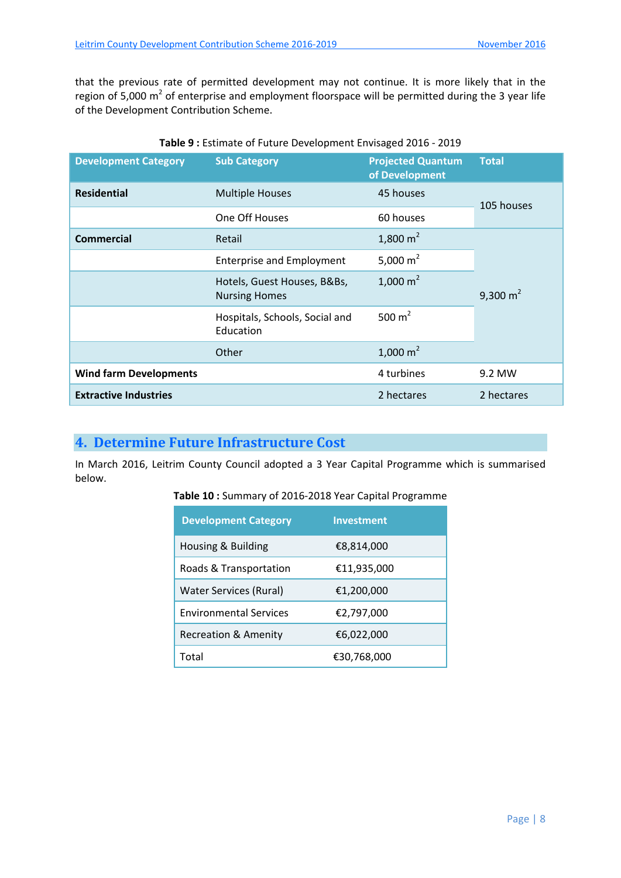that the previous rate of permitted development may not continue. It is more likely that in the region of 5,000 $m^2$ of enterprise and employment floorspace will be permitted during the 3 year life of the Development Contribution Scheme.

**Table 9 :** Estimate of Future Development Envisaged 2016 - 2019

| Development Category | Sub Category | Projected Quantum of Development | Total |
|---|---|---|---|
| **Residential** | Multiple Houses | 45 houses | 105 houses |
| | One Off Houses | 60 houses | |
| **Commercial** | Retail | 1,800 $m^2$ | 9,300 $m^2$ |
| | Enterprise and Employment | 5,000 $m^2$ | |
| | Hotels, Guest Houses, B&Bs, Nursing Homes | 1,000 $m^2$ | |
| | Hospitals, Schools, Social and Education | 500 $m^2$ | |
| | Other | 1,000 $m^2$ | |
| **Wind farm Developments** | | 4 turbines | 9.2 MW |
| **Extractive Industries** | | 2 hectares | 2 hectares |

## 4. Determine Future Infrastructure Cost

In March 2016, Leitrim County Council adopted a 3 Year Capital Programme which is summarised below.

**Table 10 :** Summary of 2016-2018 Year Capital Programme

| Development Category | Investment |
|---|---|
| Housing & Building | €8,814,000 |
| Roads & Transportation | €11,935,000 |
| Water Services (Rural) | €1,200,000 |
| Environmental Services | €2,797,000 |
| Recreation & Amenity | €6,022,000 |
| Total | €30,768,000 |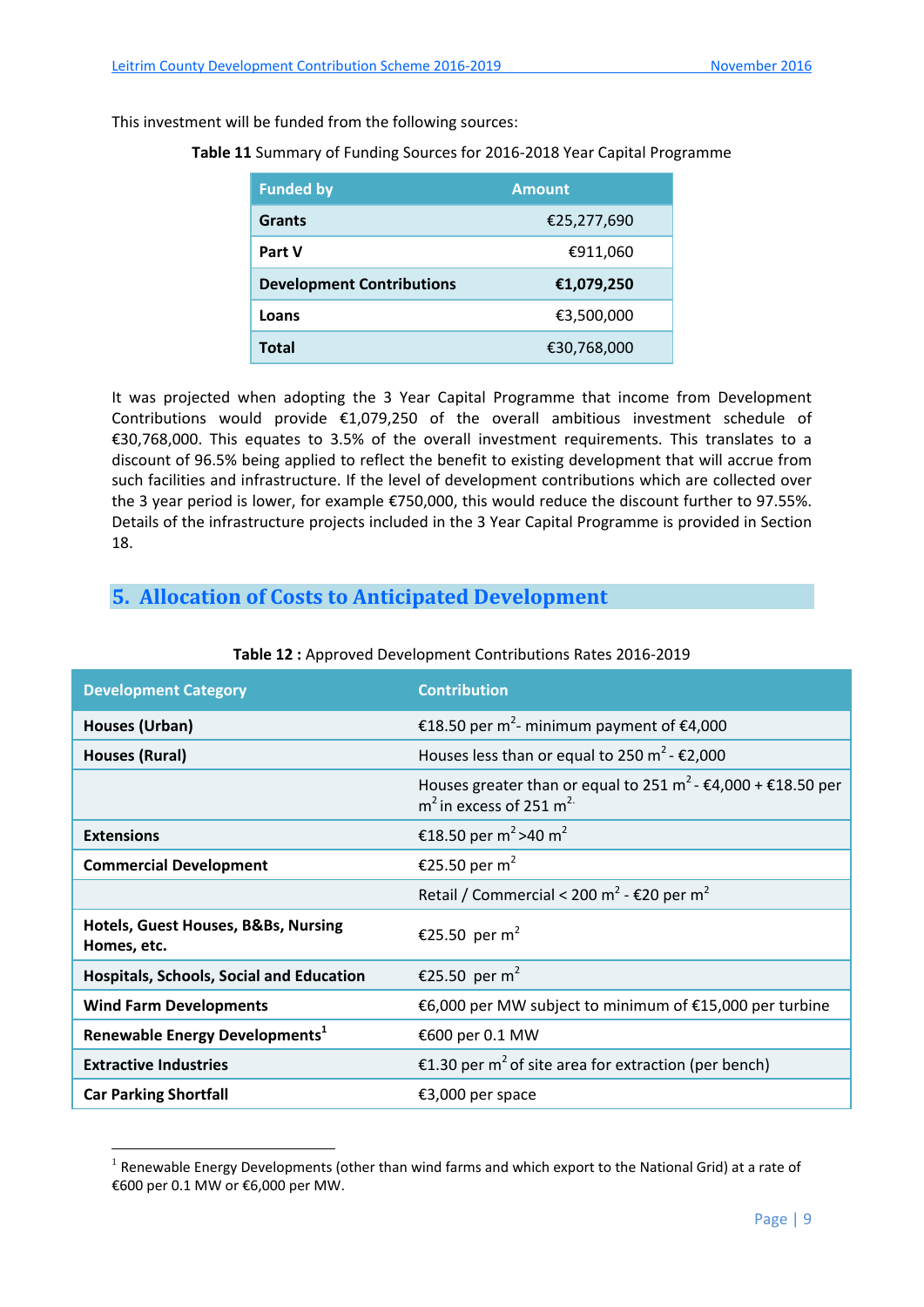This investment will be funded from the following sources:

**Table 11** Summary of Funding Sources for 2016-2018 Year Capital Programme

| Funded by | Amount |
|---|---|
| **Grants** | €25,277,690 |
| **Part V** | €911,060 |
| **Development Contributions** | **€1,079,250** |
| **Loans** | €3,500,000 |
| **Total** | €30,768,000 |

It was projected when adopting the 3 Year Capital Programme that income from Development Contributions would provide €1,079,250 of the overall ambitious investment schedule of €30,768,000. This equates to 3.5% of the overall investment requirements. This translates to a discount of 96.5% being applied to reflect the benefit to existing development that will accrue from such facilities and infrastructure. If the level of development contributions which are collected over the 3 year period is lower, for example €750,000, this would reduce the discount further to 97.55%. Details of the infrastructure projects included in the 3 Year Capital Programme is provided in Section 18.

## 5. Allocation of Costs to Anticipated Development

**Table 12 :** Approved Development Contributions Rates 2016-2019

| Development Category | Contribution |
|---|---|
| **Houses (Urban)** | €18.50 per $m^2$- minimum payment of €4,000 |
| **Houses (Rural)** | Houses less than or equal to 250 $m^2$ - €2,000 |
| | Houses greater than or equal to 251 $m^2$ - €4,000 + €18.50 per $m^2$ in excess of 251 $m^2$. |
| **Extensions** | €18.50 per $m^2$ >40 $m^2$ |
| **Commercial Development** | €25.50 per $m^2$ |
| | Retail / Commercial < 200 $m^2$ - €20 per $m^2$ |
| **Hotels, Guest Houses, B&Bs, Nursing Homes, etc.** | €25.50 per $m^2$ |
| **Hospitals, Schools, Social and Education** | €25.50 per $m^2$ |
| **Wind Farm Developments** | €6,000 per MW subject to minimum of €15,000 per turbine |
| **Renewable Energy Developments**[1] | €600 per 0.1 MW |
| **Extractive Industries** | €1.30 per $m^2$ of site area for extraction (per bench) |
| **Car Parking Shortfall** | €3,000 per space |

[1] Renewable Energy Developments (other than wind farms and which export to the National Grid) at a rate of €600 per 0.1 MW or €6,000 per MW.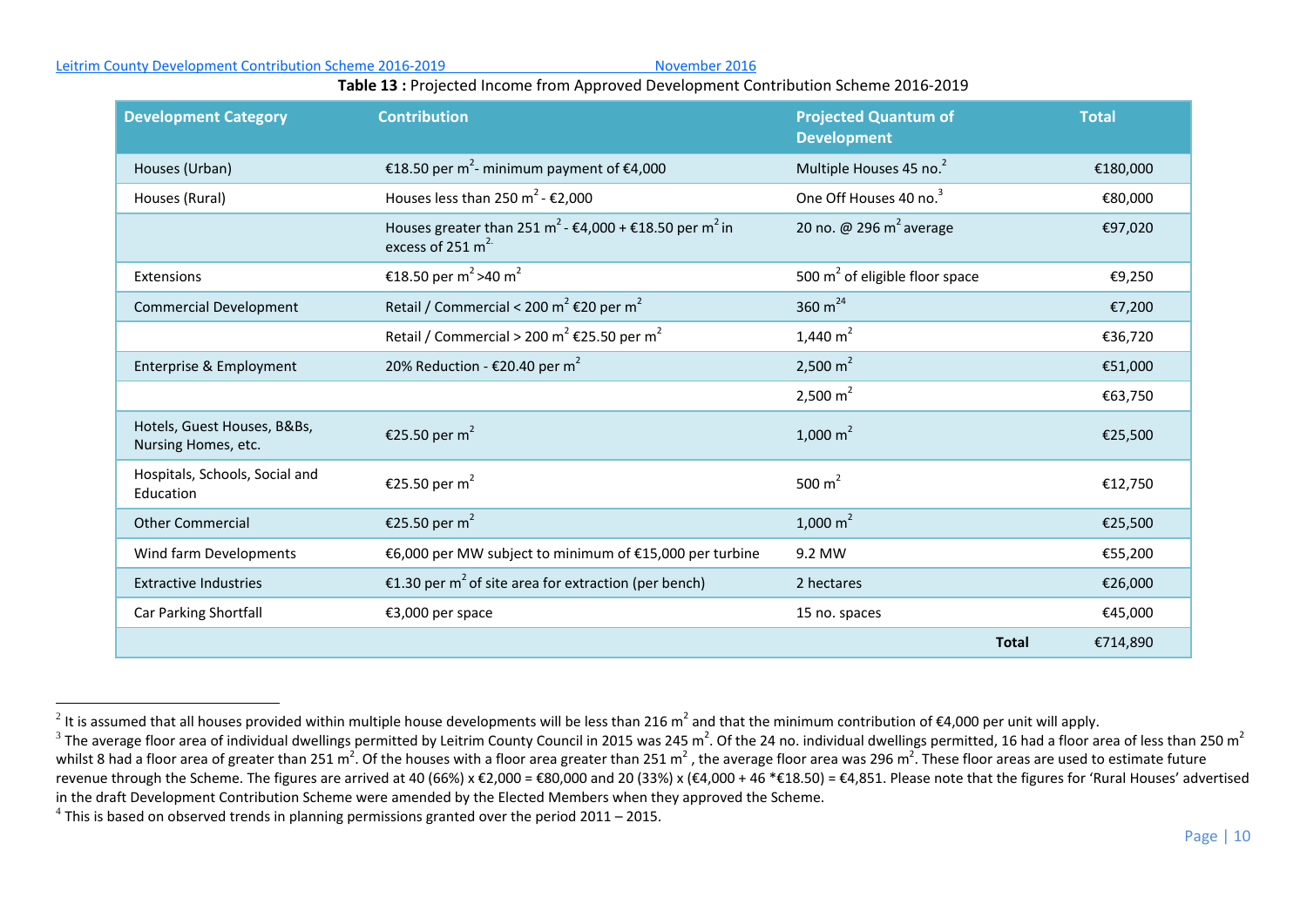**Table 13 :** Projected Income from Approved Development Contribution Scheme 2016-2019

| Development Category | Contribution | Projected Quantum of Development | Total |
|---|---|---|---|
| Houses (Urban) | €18.50 per $m^2$- minimum payment of €4,000 | Multiple Houses 45 no.[2] | €180,000 |
| Houses (Rural) | Houses less than 250 $m^2$ - €2,000 | One Off Houses 40 no.[3] | €80,000 |
| | Houses greater than 251 $m^2$ - €4,000 + €18.50 per $m^2$ in excess of 251 $m^2$. | 20 no. @ 296 $m^2$ average | €97,020 |
| Extensions | €18.50 per $m^2$ >40 $m^2$ | 500 $m^2$ of eligible floor space | €9,250 |
| Commercial Development | Retail / Commercial < 200 $m^2$ €20 per $m^2$ | 360 $m^2$[4] | €7,200 |
| | Retail / Commercial > 200 $m^2$ €25.50 per $m^2$ | 1,440 $m^2$ | €36,720 |
| Enterprise & Employment | 20% Reduction - €20.40 per $m^2$ | 2,500 $m^2$ | €51,000 |
| | | 2,500 $m^2$ | €63,750 |
| Hotels, Guest Houses, B&Bs, Nursing Homes, etc. | €25.50 per $m^2$ | 1,000 $m^2$ | €25,500 |
| Hospitals, Schools, Social and Education | €25.50 per $m^2$ | 500 $m^2$ | €12,750 |
| Other Commercial | €25.50 per $m^2$ | 1,000 $m^2$ | €25,500 |
| Wind farm Developments | €6,000 per MW subject to minimum of €15,000 per turbine | 9.2 MW | €55,200 |
| Extractive Industries | €1.30 per $m^2$ of site area for extraction (per bench) | 2 hectares | €26,000 |
| Car Parking Shortfall | €3,000 per space | 15 no. spaces | €45,000 |
| | | **Total** | €714,890 |

[2] It is assumed that all houses provided within multiple house developments will be less than 216 $m^2$ and that the minimum contribution of €4,000 per unit will apply.

[3] The average floor area of individual dwellings permitted by Leitrim County Council in 2015 was 245 $m^2$. Of the 24 no. individual dwellings permitted, 16 had a floor area of less than 250 $m^2$ whilst 8 had a floor area of greater than 251 $m^2$. Of the houses with a floor area greater than 251 $m^2$ , the average floor area was 296 $m^2$. These floor areas are used to estimate future revenue through the Scheme. The figures are arrived at 40 (66%) x €2,000 = €80,000 and 20 (33%) x (€4,000 + 46 *€18.50) = €4,851. Please note that the figures for 'Rural Houses' advertised in the draft Development Contribution Scheme were amended by the Elected Members when they approved the Scheme.

[4] This is based on observed trends in planning permissions granted over the period 2011 – 2015.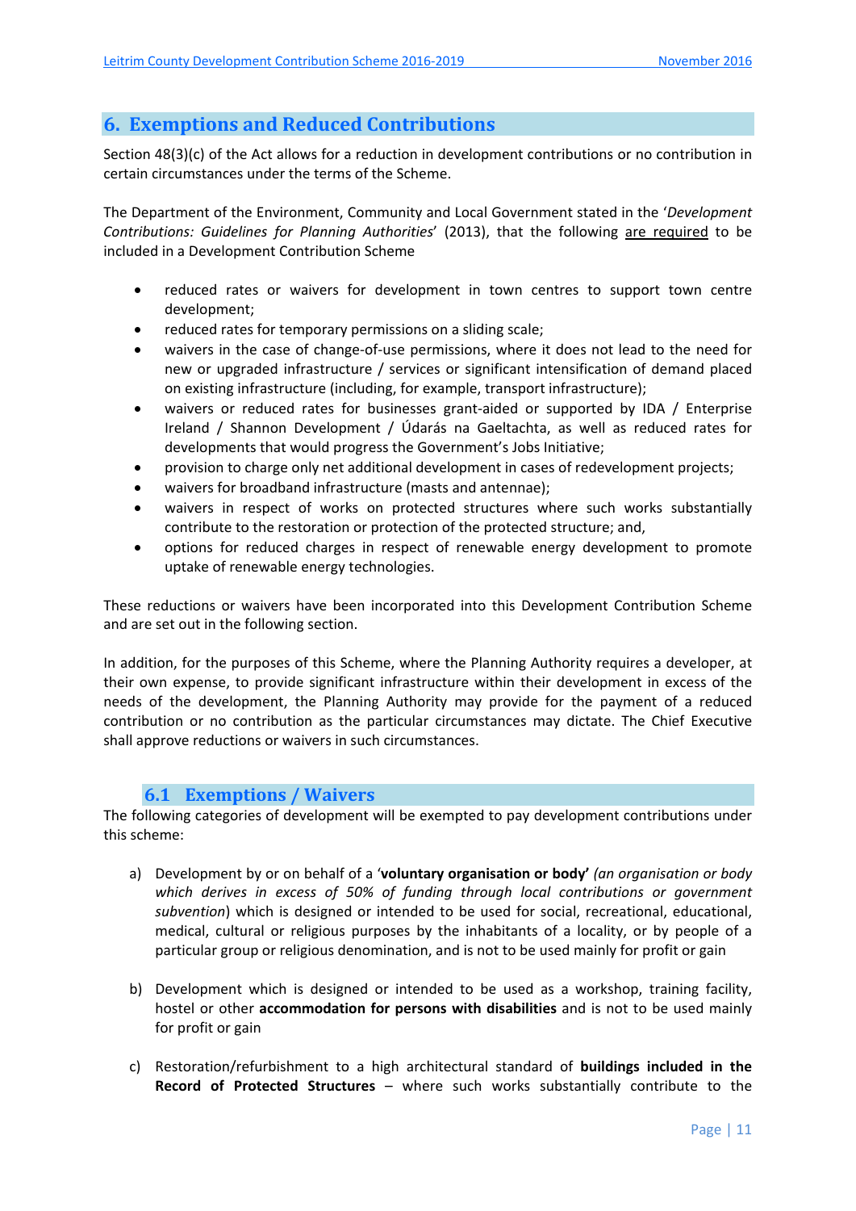## 6. Exemptions and Reduced Contributions

Section 48(3)(c) of the Act allows for a reduction in development contributions or no contribution in certain circumstances under the terms of the Scheme.

The Department of the Environment, Community and Local Government stated in the '*Development Contributions: Guidelines for Planning Authorities*' (2013), that the following are required to be included in a Development Contribution Scheme

- reduced rates or waivers for development in town centres to support town centre development;
- reduced rates for temporary permissions on a sliding scale;
- waivers in the case of change-of-use permissions, where it does not lead to the need for new or upgraded infrastructure / services or significant intensification of demand placed on existing infrastructure (including, for example, transport infrastructure);
- waivers or reduced rates for businesses grant-aided or supported by IDA / Enterprise Ireland / Shannon Development / Údarás na Gaeltachta, as well as reduced rates for developments that would progress the Government's Jobs Initiative;
- provision to charge only net additional development in cases of redevelopment projects;
- waivers for broadband infrastructure (masts and antennae);
- waivers in respect of works on protected structures where such works substantially contribute to the restoration or protection of the protected structure; and,
- options for reduced charges in respect of renewable energy development to promote uptake of renewable energy technologies.

These reductions or waivers have been incorporated into this Development Contribution Scheme and are set out in the following section.

In addition, for the purposes of this Scheme, where the Planning Authority requires a developer, at their own expense, to provide significant infrastructure within their development in excess of the needs of the development, the Planning Authority may provide for the payment of a reduced contribution or no contribution as the particular circumstances may dictate. The Chief Executive shall approve reductions or waivers in such circumstances.

### 6.1 Exemptions / Waivers

The following categories of development will be exempted to pay development contributions under this scheme:

a) Development by or on behalf of a '**voluntary organisation or body'** *(an organisation or body which derives in excess of 50% of funding through local contributions or government subvention*) which is designed or intended to be used for social, recreational, educational, medical, cultural or religious purposes by the inhabitants of a locality, or by people of a particular group or religious denomination, and is not to be used mainly for profit or gain

b) Development which is designed or intended to be used as a workshop, training facility, hostel or other **accommodation for persons with disabilities** and is not to be used mainly for profit or gain

c) Restoration/refurbishment to a high architectural standard of **buildings included in the Record of Protected Structures** – where such works substantially contribute to the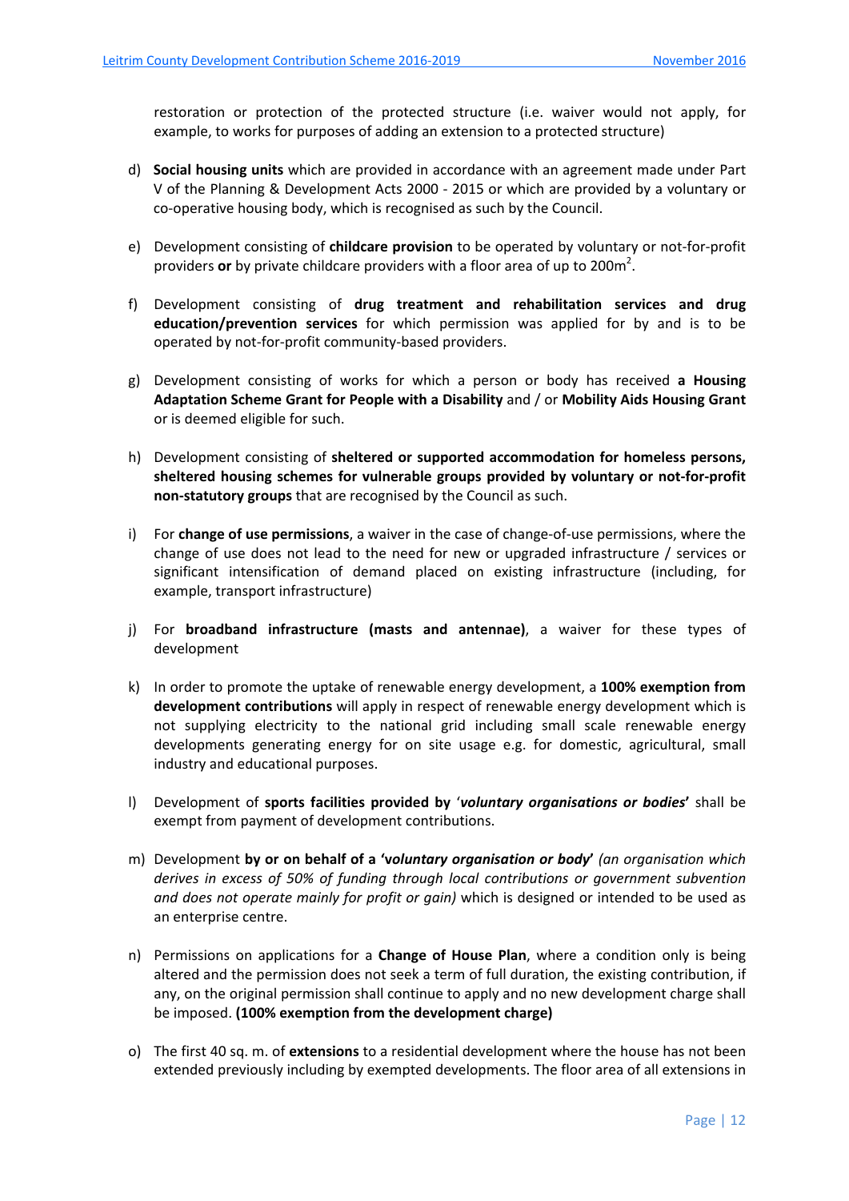restoration or protection of the protected structure (i.e. waiver would not apply, for example, to works for purposes of adding an extension to a protected structure)

d) **Social housing units** which are provided in accordance with an agreement made under Part V of the Planning & Development Acts 2000 - 2015 or which are provided by a voluntary or co-operative housing body, which is recognised as such by the Council.

e) Development consisting of **childcare provision** to be operated by voluntary or not-for-profit providers **or** by private childcare providers with a floor area of up to 200m$^2$.

f) Development consisting of **drug treatment and rehabilitation services and drug education/prevention services** for which permission was applied for by and is to be operated by not-for-profit community-based providers.

g) Development consisting of works for which a person or body has received **a Housing Adaptation Scheme Grant for People with a Disability** and / or **Mobility Aids Housing Grant** or is deemed eligible for such.

h) Development consisting of **sheltered or supported accommodation for homeless persons, sheltered housing schemes for vulnerable groups provided by voluntary or not-for-profit non-statutory groups** that are recognised by the Council as such.

i) For **change of use permissions**, a waiver in the case of change-of-use permissions, where the change of use does not lead to the need for new or upgraded infrastructure / services or significant intensification of demand placed on existing infrastructure (including, for example, transport infrastructure)

j) For **broadband infrastructure (masts and antennae)**, a waiver for these types of development

k) In order to promote the uptake of renewable energy development, a **100% exemption from development contributions** will apply in respect of renewable energy development which is not supplying electricity to the national grid including small scale renewable energy developments generating energy for on site usage e.g. for domestic, agricultural, small industry and educational purposes.

l) Development of **sports facilities provided by** '***voluntary organisations or bodies***' shall be exempt from payment of development contributions.

m) Development **by or on behalf of a 'v*oluntary organisation or body*'** *(an organisation which derives in excess of 50% of funding through local contributions or government subvention and does not operate mainly for profit or gain)* which is designed or intended to be used as an enterprise centre.

n) Permissions on applications for a **Change of House Plan**, where a condition only is being altered and the permission does not seek a term of full duration, the existing contribution, if any, on the original permission shall continue to apply and no new development charge shall be imposed. **(100% exemption from the development charge)**

o) The first 40 sq. m. of **extensions** to a residential development where the house has not been extended previously including by exempted developments. The floor area of all extensions in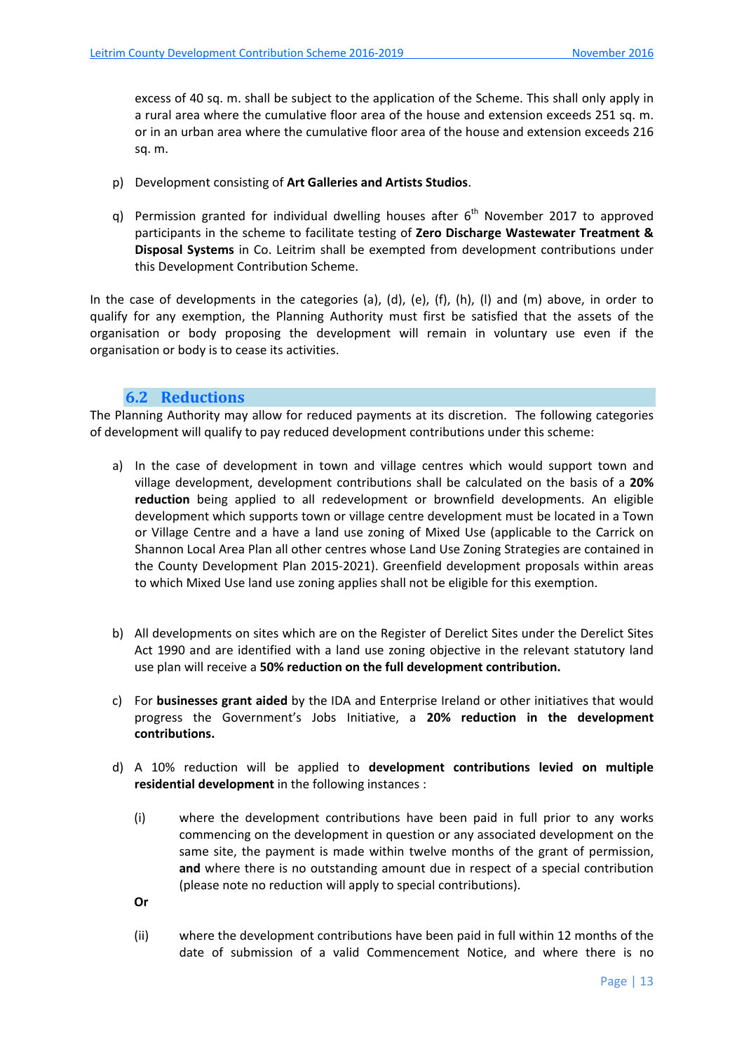excess of 40 sq. m. shall be subject to the application of the Scheme. This shall only apply in a rural area where the cumulative floor area of the house and extension exceeds 251 sq. m. or in an urban area where the cumulative floor area of the house and extension exceeds 216 sq. m.

p) Development consisting of **Art Galleries and Artists Studios**.

q) Permission granted for individual dwelling houses after 6th November 2017 to approved participants in the scheme to facilitate testing of **Zero Discharge Wastewater Treatment & Disposal Systems** in Co. Leitrim shall be exempted from development contributions under this Development Contribution Scheme.

In the case of developments in the categories (a), (d), (e), (f), (h), (l) and (m) above, in order to qualify for any exemption, the Planning Authority must first be satisfied that the assets of the organisation or body proposing the development will remain in voluntary use even if the organisation or body is to cease its activities.

## 6.2 Reductions

The Planning Authority may allow for reduced payments at its discretion. The following categories of development will qualify to pay reduced development contributions under this scheme:

a) In the case of development in town and village centres which would support town and village development, development contributions shall be calculated on the basis of a **20% reduction** being applied to all redevelopment or brownfield developments. An eligible development which supports town or village centre development must be located in a Town or Village Centre and a have a land use zoning of Mixed Use (applicable to the Carrick on Shannon Local Area Plan all other centres whose Land Use Zoning Strategies are contained in the County Development Plan 2015-2021). Greenfield development proposals within areas to which Mixed Use land use zoning applies shall not be eligible for this exemption.

b) All developments on sites which are on the Register of Derelict Sites under the Derelict Sites Act 1990 and are identified with a land use zoning objective in the relevant statutory land use plan will receive a **50% reduction on the full development contribution.**

c) For **businesses grant aided** by the IDA and Enterprise Ireland or other initiatives that would progress the Government's Jobs Initiative, a **20% reduction in the development contributions.**

d) A 10% reduction will be applied to **development contributions levied on multiple residential development** in the following instances :

(i) where the development contributions have been paid in full prior to any works commencing on the development in question or any associated development on the same site, the payment is made within twelve months of the grant of permission, **and** where there is no outstanding amount due in respect of a special contribution (please note no reduction will apply to special contributions).

**Or**

(ii) where the development contributions have been paid in full within 12 months of the date of submission of a valid Commencement Notice, and where there is no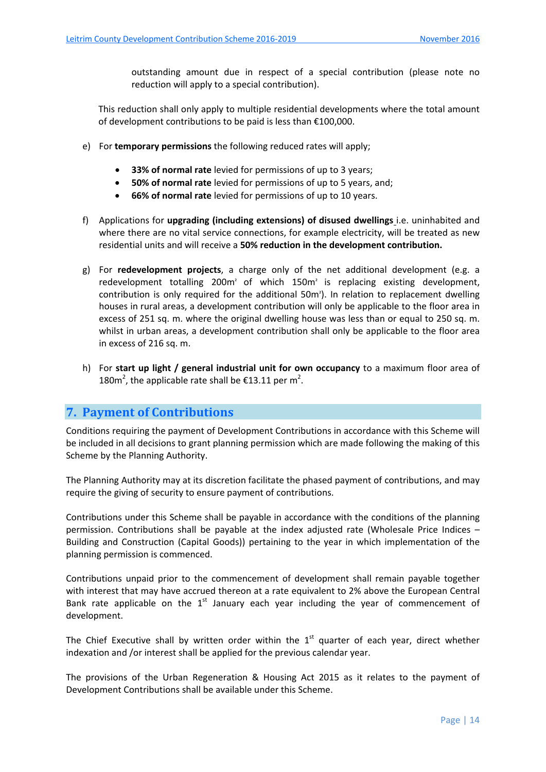outstanding amount due in respect of a special contribution (please note no reduction will apply to a special contribution).

This reduction shall only apply to multiple residential developments where the total amount of development contributions to be paid is less than €100,000.

e) For **temporary permissions** the following reduced rates will apply;

- **33% of normal rate** levied for permissions of up to 3 years;
- **50% of normal rate** levied for permissions of up to 5 years, and;
- **66% of normal rate** levied for permissions of up to 10 years.

f) Applications for **upgrading (including extensions) of disused dwellings** i.e. uninhabited and where there are no vital service connections, for example electricity, will be treated as new residential units and will receive a **50% reduction in the development contribution.**

g) For **redevelopment projects**, a charge only of the net additional development (e.g. a redevelopment totalling 200m² of which 150m² is replacing existing development, contribution is only required for the additional 50m²). In relation to replacement dwelling houses in rural areas, a development contribution will only be applicable to the floor area in excess of 251 sq. m. where the original dwelling house was less than or equal to 250 sq. m. whilst in urban areas, a development contribution shall only be applicable to the floor area in excess of 216 sq. m.

h) For **start up light / general industrial unit for own occupancy** to a maximum floor area of 180m$^2$, the applicable rate shall be €13.11 per m$^2$.

## 7. Payment of Contributions

Conditions requiring the payment of Development Contributions in accordance with this Scheme will be included in all decisions to grant planning permission which are made following the making of this Scheme by the Planning Authority.

The Planning Authority may at its discretion facilitate the phased payment of contributions, and may require the giving of security to ensure payment of contributions.

Contributions under this Scheme shall be payable in accordance with the conditions of the planning permission. Contributions shall be payable at the index adjusted rate (Wholesale Price Indices – Building and Construction (Capital Goods)) pertaining to the year in which implementation of the planning permission is commenced.

Contributions unpaid prior to the commencement of development shall remain payable together with interest that may have accrued thereon at a rate equivalent to 2% above the European Central Bank rate applicable on the 1st January each year including the year of commencement of development.

The Chief Executive shall by written order within the 1st quarter of each year, direct whether indexation and /or interest shall be applied for the previous calendar year.

The provisions of the Urban Regeneration & Housing Act 2015 as it relates to the payment of Development Contributions shall be available under this Scheme.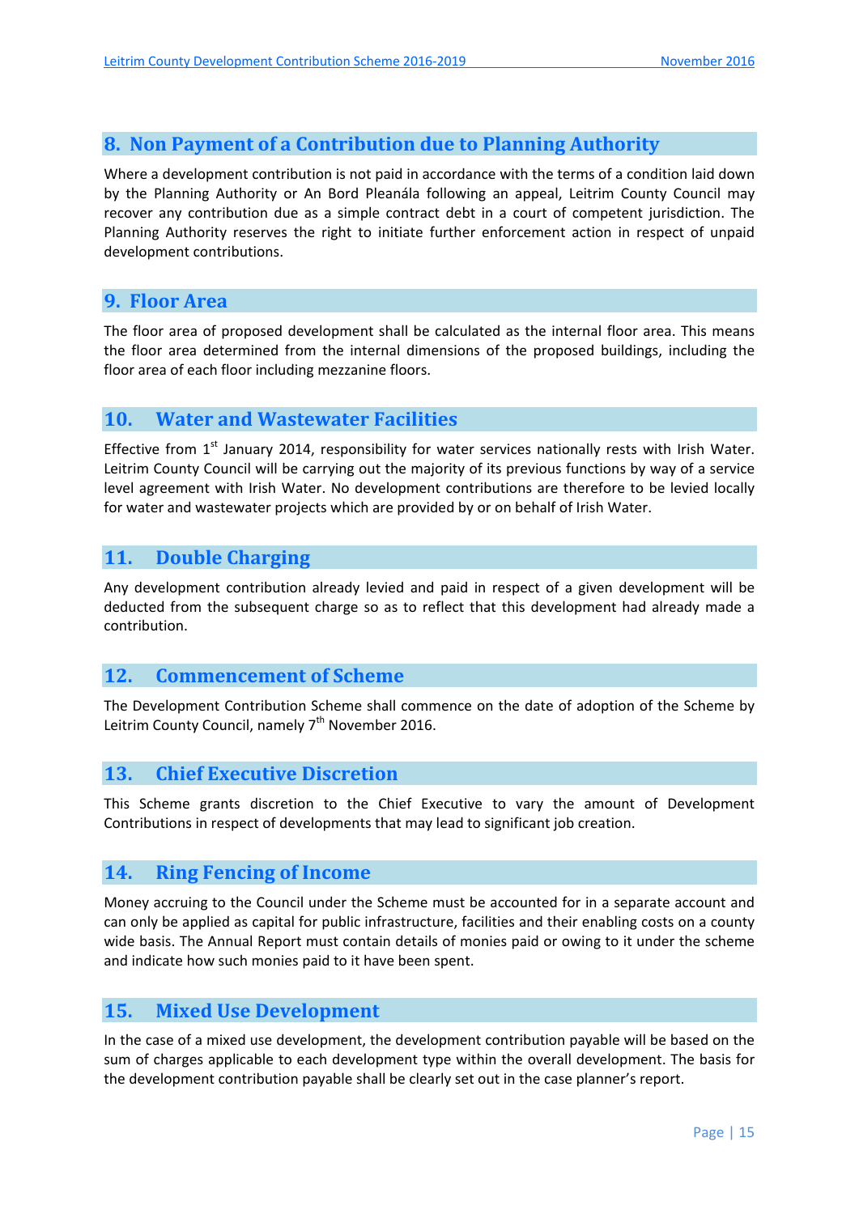## 8. Non Payment of a Contribution due to Planning Authority

Where a development contribution is not paid in accordance with the terms of a condition laid down by the Planning Authority or An Bord Pleanála following an appeal, Leitrim County Council may recover any contribution due as a simple contract debt in a court of competent jurisdiction. The Planning Authority reserves the right to initiate further enforcement action in respect of unpaid development contributions.

## 9. Floor Area

The floor area of proposed development shall be calculated as the internal floor area. This means the floor area determined from the internal dimensions of the proposed buildings, including the floor area of each floor including mezzanine floors.

## 10. Water and Wastewater Facilities

Effective from 1st January 2014, responsibility for water services nationally rests with Irish Water. Leitrim County Council will be carrying out the majority of its previous functions by way of a service level agreement with Irish Water. No development contributions are therefore to be levied locally for water and wastewater projects which are provided by or on behalf of Irish Water.

## 11. Double Charging

Any development contribution already levied and paid in respect of a given development will be deducted from the subsequent charge so as to reflect that this development had already made a contribution.

## 12. Commencement of Scheme

The Development Contribution Scheme shall commence on the date of adoption of the Scheme by Leitrim County Council, namely 7th November 2016.

## 13. Chief Executive Discretion

This Scheme grants discretion to the Chief Executive to vary the amount of Development Contributions in respect of developments that may lead to significant job creation.

## 14. Ring Fencing of Income

Money accruing to the Council under the Scheme must be accounted for in a separate account and can only be applied as capital for public infrastructure, facilities and their enabling costs on a county wide basis. The Annual Report must contain details of monies paid or owing to it under the scheme and indicate how such monies paid to it have been spent.

## 15. Mixed Use Development

In the case of a mixed use development, the development contribution payable will be based on the sum of charges applicable to each development type within the overall development. The basis for the development contribution payable shall be clearly set out in the case planner's report.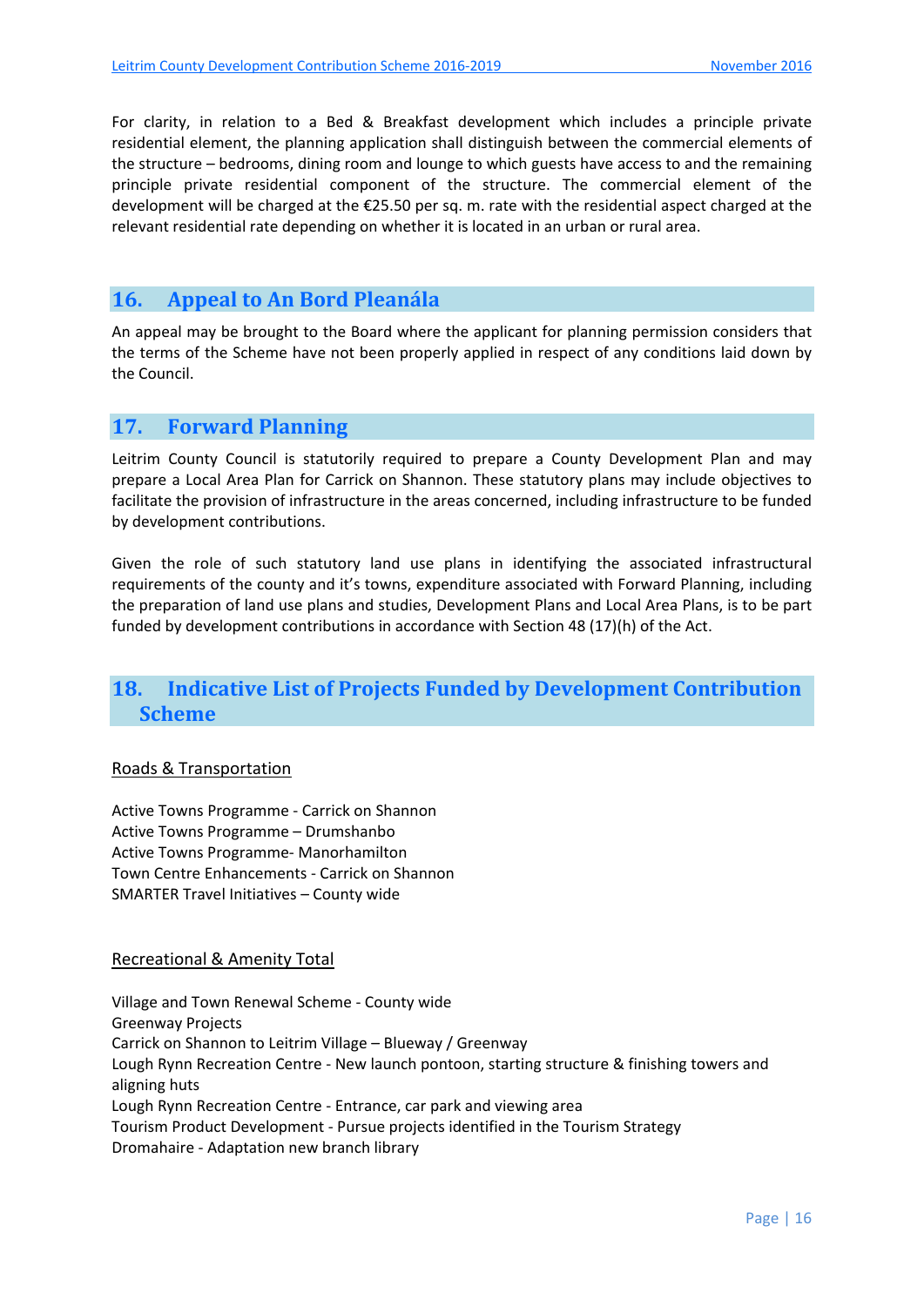For clarity, in relation to a Bed & Breakfast development which includes a principle private residential element, the planning application shall distinguish between the commercial elements of the structure – bedrooms, dining room and lounge to which guests have access to and the remaining principle private residential component of the structure. The commercial element of the development will be charged at the €25.50 per sq. m. rate with the residential aspect charged at the relevant residential rate depending on whether it is located in an urban or rural area.

## 16. Appeal to An Bord Pleanála

An appeal may be brought to the Board where the applicant for planning permission considers that the terms of the Scheme have not been properly applied in respect of any conditions laid down by the Council.

## 17. Forward Planning

Leitrim County Council is statutorily required to prepare a County Development Plan and may prepare a Local Area Plan for Carrick on Shannon. These statutory plans may include objectives to facilitate the provision of infrastructure in the areas concerned, including infrastructure to be funded by development contributions.

Given the role of such statutory land use plans in identifying the associated infrastructural requirements of the county and it's towns, expenditure associated with Forward Planning, including the preparation of land use plans and studies, Development Plans and Local Area Plans, is to be part funded by development contributions in accordance with Section 48 (17)(h) of the Act.

## 18. Indicative List of Projects Funded by Development Contribution Scheme

Roads & Transportation

Active Towns Programme - Carrick on Shannon
Active Towns Programme – Drumshanbo
Active Towns Programme- Manorhamilton
Town Centre Enhancements - Carrick on Shannon
SMARTER Travel Initiatives – County wide

Recreational & Amenity Total

Village and Town Renewal Scheme - County wide
Greenway Projects
Carrick on Shannon to Leitrim Village – Blueway / Greenway
Lough Rynn Recreation Centre - New launch pontoon, starting structure & finishing towers and aligning huts
Lough Rynn Recreation Centre - Entrance, car park and viewing area
Tourism Product Development - Pursue projects identified in the Tourism Strategy
Dromahaire - Adaptation new branch library